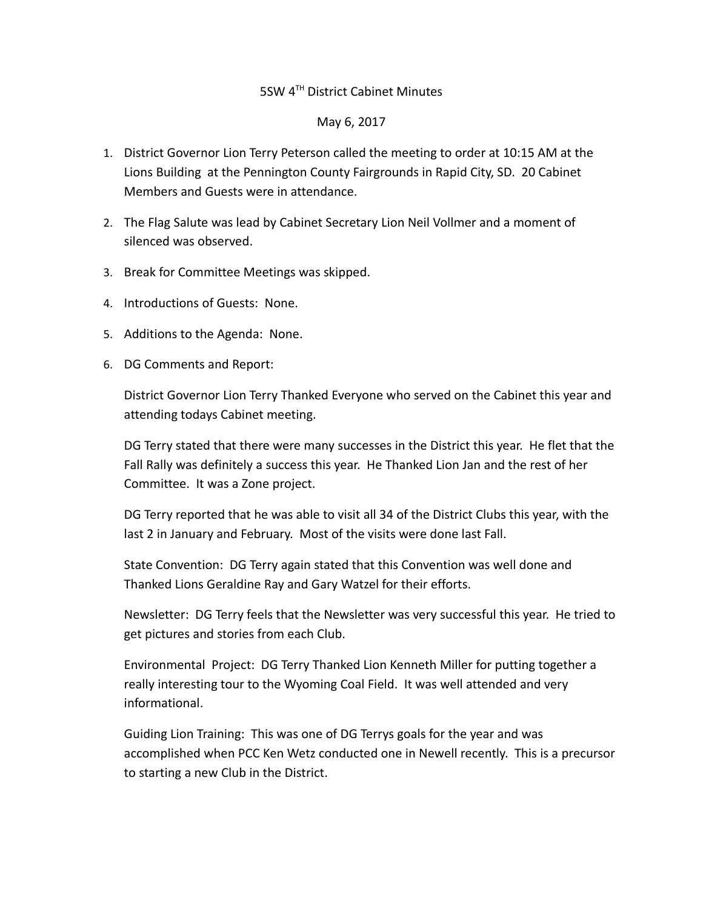5SW 4TH District Cabinet Minutes

May 6, 2017

1. District Governor Lion Terry Peterson called the meeting to order at 10:15 AM at the Lions Building at the Pennington County Fairgrounds in Rapid City, SD. 20 Cabinet Members and Guests were in attendance.

2. The Flag Salute was lead by Cabinet Secretary Lion Neil Vollmer and a moment of silenced was observed.

3. Break for Committee Meetings was skipped.

4. Introductions of Guests: None.

5. Additions to the Agenda: None.

6. DG Comments and Report:

   District Governor Lion Terry Thanked Everyone who served on the Cabinet this year and attending todays Cabinet meeting.

   DG Terry stated that there were many successes in the District this year. He flet that the Fall Rally was definitely a success this year. He Thanked Lion Jan and the rest of her Committee. It was a Zone project.

   DG Terry reported that he was able to visit all 34 of the District Clubs this year, with the last 2 in January and February. Most of the visits were done last Fall.

   State Convention: DG Terry again stated that this Convention was well done and Thanked Lions Geraldine Ray and Gary Watzel for their efforts.

   Newsletter: DG Terry feels that the Newsletter was very successful this year. He tried to get pictures and stories from each Club.

   Environmental Project: DG Terry Thanked Lion Kenneth Miller for putting together a really interesting tour to the Wyoming Coal Field. It was well attended and very informational.

   Guiding Lion Training: This was one of DG Terrys goals for the year and was accomplished when PCC Ken Wetz conducted one in Newell recently. This is a precursor to starting a new Club in the District.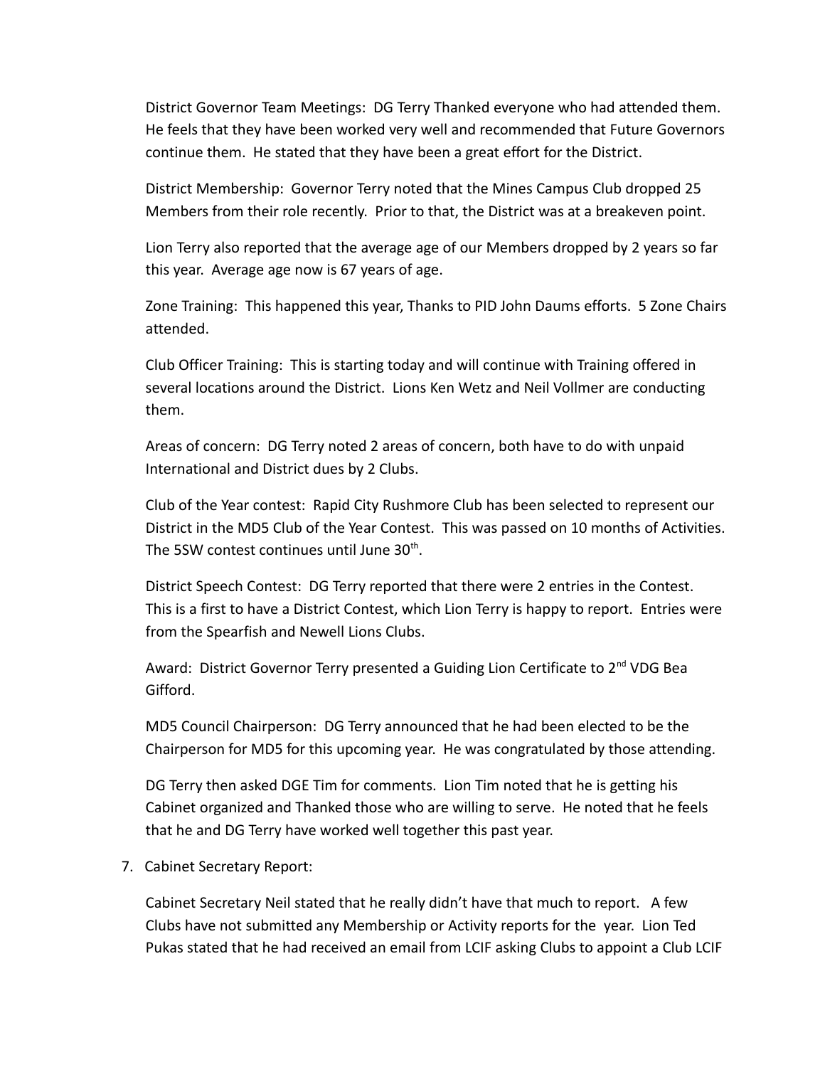District Governor Team Meetings: DG Terry Thanked everyone who had attended them. He feels that they have been worked very well and recommended that Future Governors continue them. He stated that they have been a great effort for the District.

District Membership: Governor Terry noted that the Mines Campus Club dropped 25 Members from their role recently. Prior to that, the District was at a breakeven point.

Lion Terry also reported that the average age of our Members dropped by 2 years so far this year. Average age now is 67 years of age.

Zone Training: This happened this year, Thanks to PID John Daums efforts. 5 Zone Chairs attended.

Club Officer Training: This is starting today and will continue with Training offered in several locations around the District. Lions Ken Wetz and Neil Vollmer are conducting them.

Areas of concern: DG Terry noted 2 areas of concern, both have to do with unpaid International and District dues by 2 Clubs.

Club of the Year contest: Rapid City Rushmore Club has been selected to represent our District in the MD5 Club of the Year Contest. This was passed on 10 months of Activities. The 5SW contest continues until June 30th.

District Speech Contest: DG Terry reported that there were 2 entries in the Contest. This is a first to have a District Contest, which Lion Terry is happy to report. Entries were from the Spearfish and Newell Lions Clubs.

Award: District Governor Terry presented a Guiding Lion Certificate to 2nd VDG Bea Gifford.

MD5 Council Chairperson: DG Terry announced that he had been elected to be the Chairperson for MD5 for this upcoming year. He was congratulated by those attending.

DG Terry then asked DGE Tim for comments. Lion Tim noted that he is getting his Cabinet organized and Thanked those who are willing to serve. He noted that he feels that he and DG Terry have worked well together this past year.

7. Cabinet Secretary Report:

Cabinet Secretary Neil stated that he really didn't have that much to report. A few Clubs have not submitted any Membership or Activity reports for the year. Lion Ted Pukas stated that he had received an email from LCIF asking Clubs to appoint a Club LCIF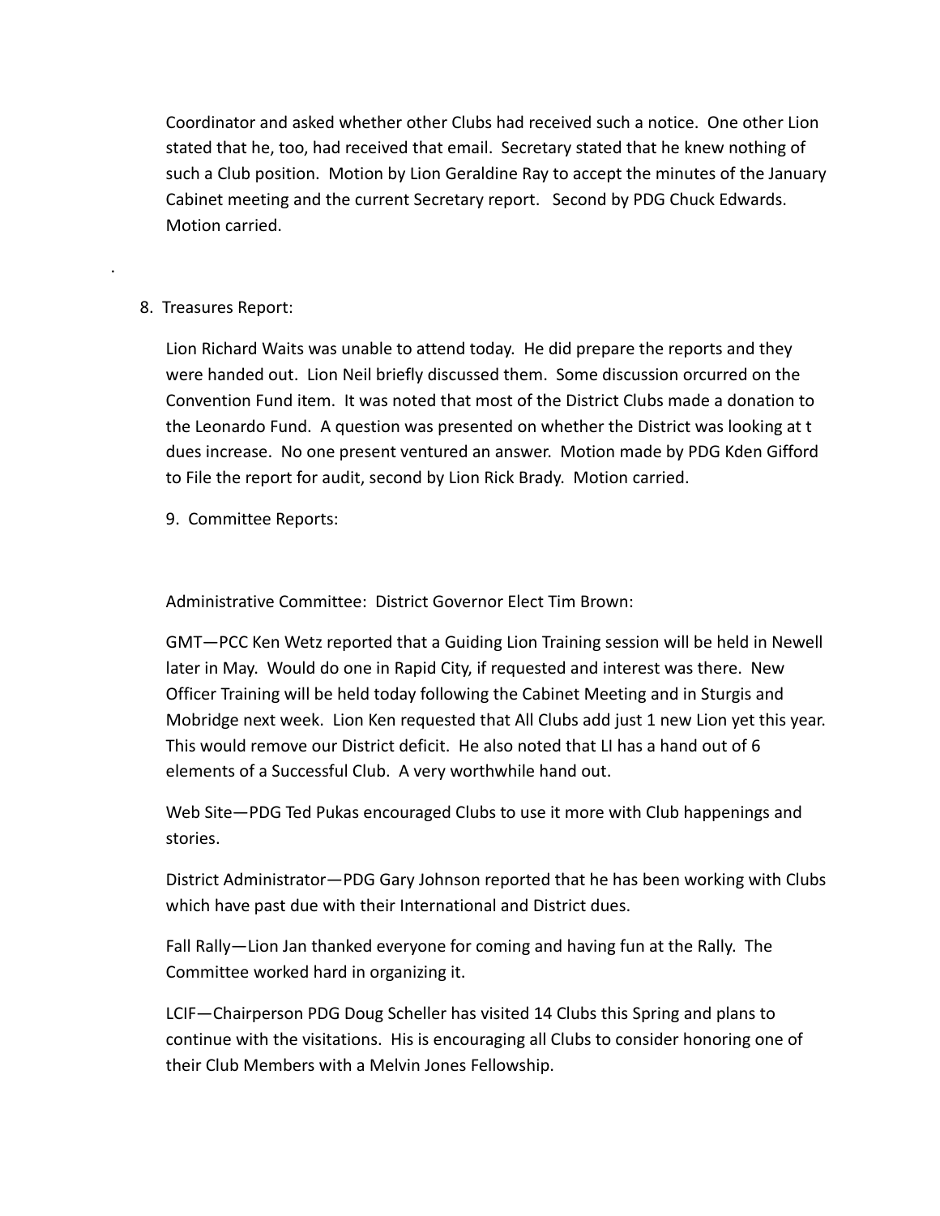Coordinator and asked whether other Clubs had received such a notice. One other Lion stated that he, too, had received that email. Secretary stated that he knew nothing of such a Club position. Motion by Lion Geraldine Ray to accept the minutes of the January Cabinet meeting and the current Secretary report. Second by PDG Chuck Edwards. Motion carried.

.

8. Treasures Report:

Lion Richard Waits was unable to attend today. He did prepare the reports and they were handed out. Lion Neil briefly discussed them. Some discussion orcurred on the Convention Fund item. It was noted that most of the District Clubs made a donation to the Leonardo Fund. A question was presented on whether the District was looking at t dues increase. No one present ventured an answer. Motion made by PDG Kden Gifford to File the report for audit, second by Lion Rick Brady. Motion carried.

9. Committee Reports:

Administrative Committee: District Governor Elect Tim Brown:

GMT—PCC Ken Wetz reported that a Guiding Lion Training session will be held in Newell later in May. Would do one in Rapid City, if requested and interest was there. New Officer Training will be held today following the Cabinet Meeting and in Sturgis and Mobridge next week. Lion Ken requested that All Clubs add just 1 new Lion yet this year. This would remove our District deficit. He also noted that LI has a hand out of 6 elements of a Successful Club. A very worthwhile hand out.

Web Site—PDG Ted Pukas encouraged Clubs to use it more with Club happenings and stories.

District Administrator—PDG Gary Johnson reported that he has been working with Clubs which have past due with their International and District dues.

Fall Rally—Lion Jan thanked everyone for coming and having fun at the Rally. The Committee worked hard in organizing it.

LCIF—Chairperson PDG Doug Scheller has visited 14 Clubs this Spring and plans to continue with the visitations. His is encouraging all Clubs to consider honoring one of their Club Members with a Melvin Jones Fellowship.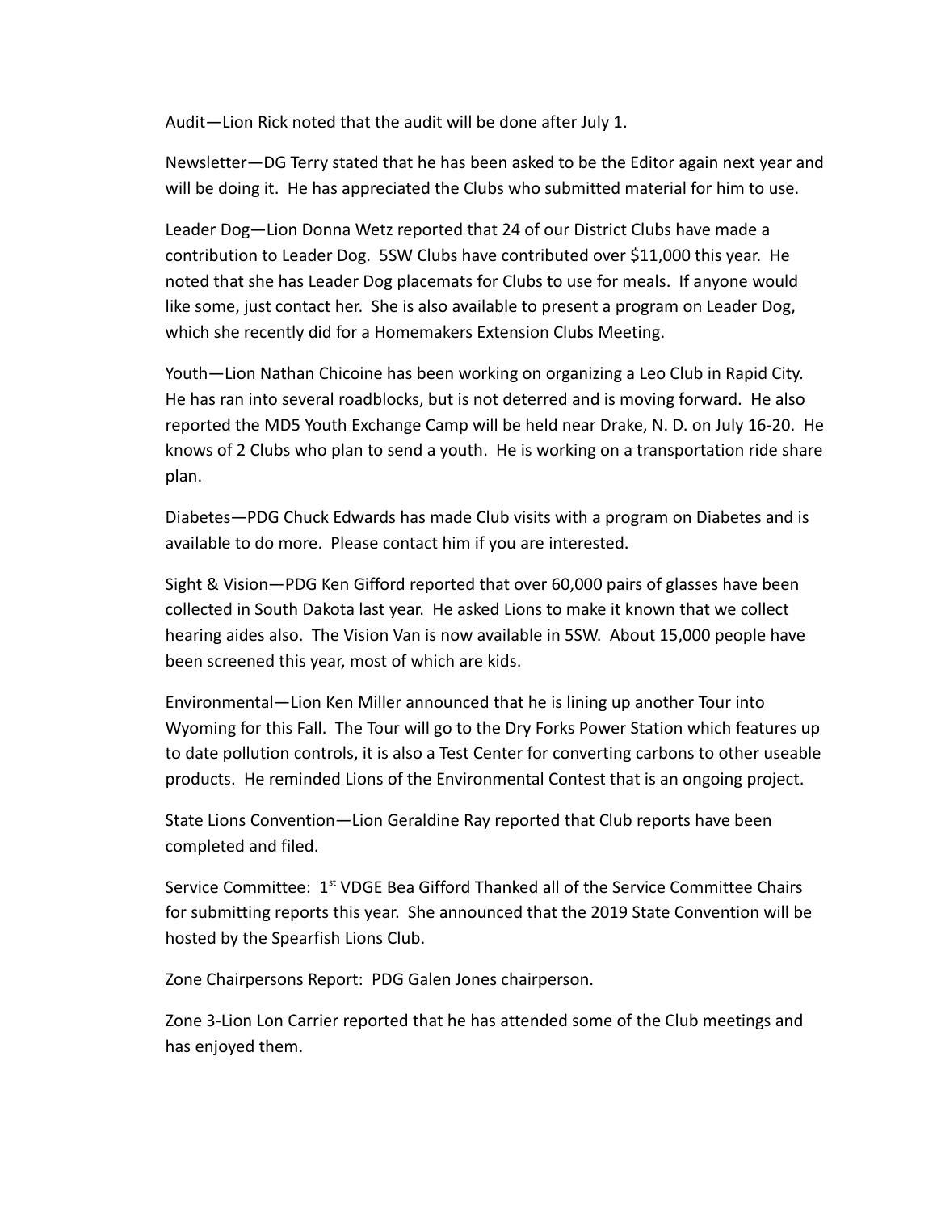Audit—Lion Rick noted that the audit will be done after July 1.

Newsletter—DG Terry stated that he has been asked to be the Editor again next year and will be doing it. He has appreciated the Clubs who submitted material for him to use.

Leader Dog—Lion Donna Wetz reported that 24 of our District Clubs have made a contribution to Leader Dog. 5SW Clubs have contributed over $11,000 this year. He noted that she has Leader Dog placemats for Clubs to use for meals. If anyone would like some, just contact her. She is also available to present a program on Leader Dog, which she recently did for a Homemakers Extension Clubs Meeting.

Youth—Lion Nathan Chicoine has been working on organizing a Leo Club in Rapid City. He has ran into several roadblocks, but is not deterred and is moving forward. He also reported the MD5 Youth Exchange Camp will be held near Drake, N. D. on July 16-20. He knows of 2 Clubs who plan to send a youth. He is working on a transportation ride share plan.

Diabetes—PDG Chuck Edwards has made Club visits with a program on Diabetes and is available to do more. Please contact him if you are interested.

Sight & Vision—PDG Ken Gifford reported that over 60,000 pairs of glasses have been collected in South Dakota last year. He asked Lions to make it known that we collect hearing aides also. The Vision Van is now available in 5SW. About 15,000 people have been screened this year, most of which are kids.

Environmental—Lion Ken Miller announced that he is lining up another Tour into Wyoming for this Fall. The Tour will go to the Dry Forks Power Station which features up to date pollution controls, it is also a Test Center for converting carbons to other useable products. He reminded Lions of the Environmental Contest that is an ongoing project.

State Lions Convention—Lion Geraldine Ray reported that Club reports have been completed and filed.

Service Committee: 1st VDGE Bea Gifford Thanked all of the Service Committee Chairs for submitting reports this year. She announced that the 2019 State Convention will be hosted by the Spearfish Lions Club.

Zone Chairpersons Report: PDG Galen Jones chairperson.

Zone 3-Lion Lon Carrier reported that he has attended some of the Club meetings and has enjoyed them.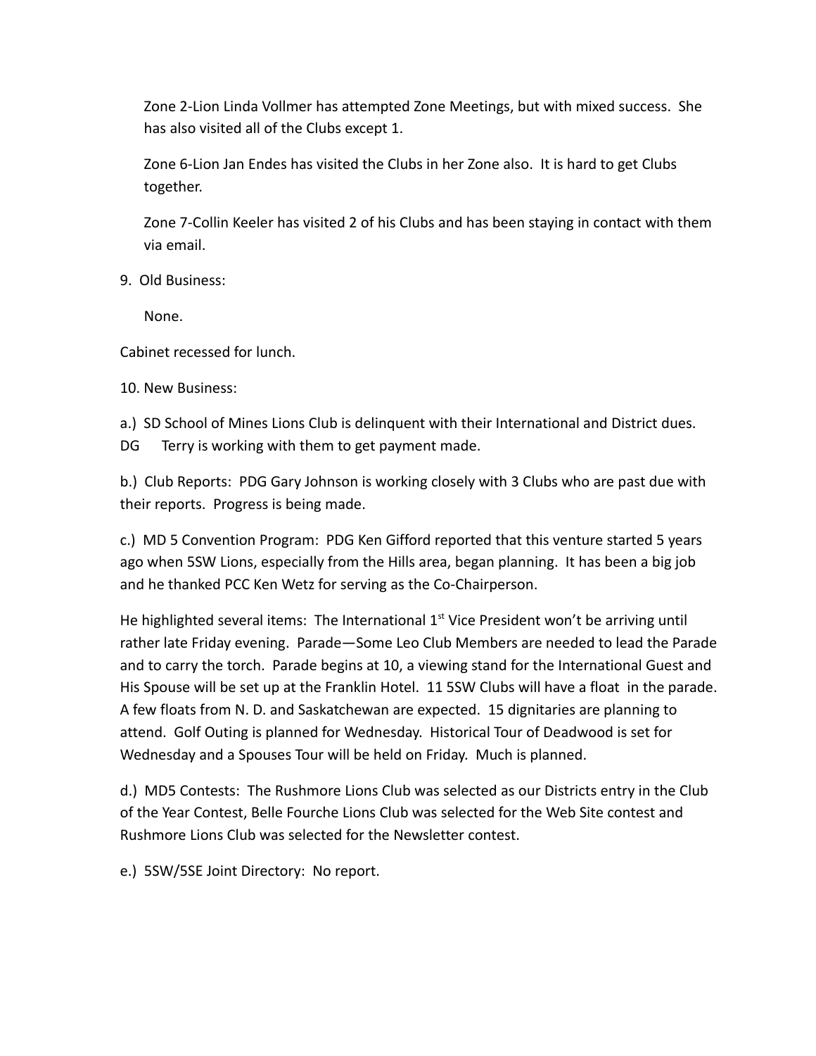Zone 2-Lion Linda Vollmer has attempted Zone Meetings, but with mixed success. She has also visited all of the Clubs except 1.

Zone 6-Lion Jan Endes has visited the Clubs in her Zone also. It is hard to get Clubs together.

Zone 7-Collin Keeler has visited 2 of his Clubs and has been staying in contact with them via email.

9. Old Business:

None.

Cabinet recessed for lunch.

10. New Business:

a.) SD School of Mines Lions Club is delinquent with their International and District dues. DG Terry is working with them to get payment made.

b.) Club Reports: PDG Gary Johnson is working closely with 3 Clubs who are past due with their reports. Progress is being made.

c.) MD 5 Convention Program: PDG Ken Gifford reported that this venture started 5 years ago when 5SW Lions, especially from the Hills area, began planning. It has been a big job and he thanked PCC Ken Wetz for serving as the Co-Chairperson.

He highlighted several items: The International 1st Vice President won't be arriving until rather late Friday evening. Parade—Some Leo Club Members are needed to lead the Parade and to carry the torch. Parade begins at 10, a viewing stand for the International Guest and His Spouse will be set up at the Franklin Hotel. 11 5SW Clubs will have a float in the parade. A few floats from N. D. and Saskatchewan are expected. 15 dignitaries are planning to attend. Golf Outing is planned for Wednesday. Historical Tour of Deadwood is set for Wednesday and a Spouses Tour will be held on Friday. Much is planned.

d.) MD5 Contests: The Rushmore Lions Club was selected as our Districts entry in the Club of the Year Contest, Belle Fourche Lions Club was selected for the Web Site contest and Rushmore Lions Club was selected for the Newsletter contest.

e.) 5SW/5SE Joint Directory: No report.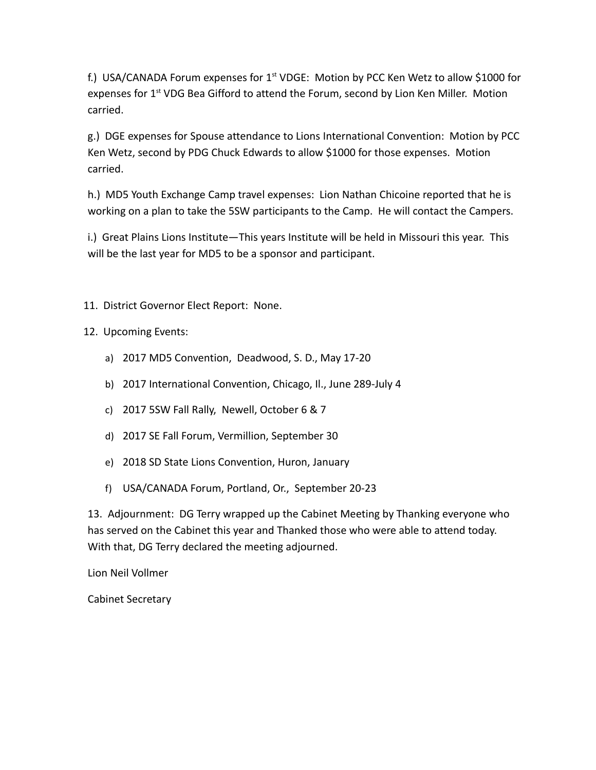f.) USA/CANADA Forum expenses for 1st VDGE: Motion by PCC Ken Wetz to allow $1000 for expenses for 1st VDG Bea Gifford to attend the Forum, second by Lion Ken Miller. Motion carried.

g.) DGE expenses for Spouse attendance to Lions International Convention: Motion by PCC Ken Wetz, second by PDG Chuck Edwards to allow $1000 for those expenses. Motion carried.

h.) MD5 Youth Exchange Camp travel expenses: Lion Nathan Chicoine reported that he is working on a plan to take the 5SW participants to the Camp. He will contact the Campers.

i.) Great Plains Lions Institute—This years Institute will be held in Missouri this year. This will be the last year for MD5 to be a sponsor and participant.

11. District Governor Elect Report: None.

12. Upcoming Events:

a) 2017 MD5 Convention, Deadwood, S. D., May 17-20

b) 2017 International Convention, Chicago, Il., June 289-July 4

c) 2017 5SW Fall Rally, Newell, October 6 & 7

d) 2017 SE Fall Forum, Vermillion, September 30

e) 2018 SD State Lions Convention, Huron, January

f) USA/CANADA Forum, Portland, Or., September 20-23

13. Adjournment: DG Terry wrapped up the Cabinet Meeting by Thanking everyone who has served on the Cabinet this year and Thanked those who were able to attend today. With that, DG Terry declared the meeting adjourned.

Lion Neil Vollmer

Cabinet Secretary